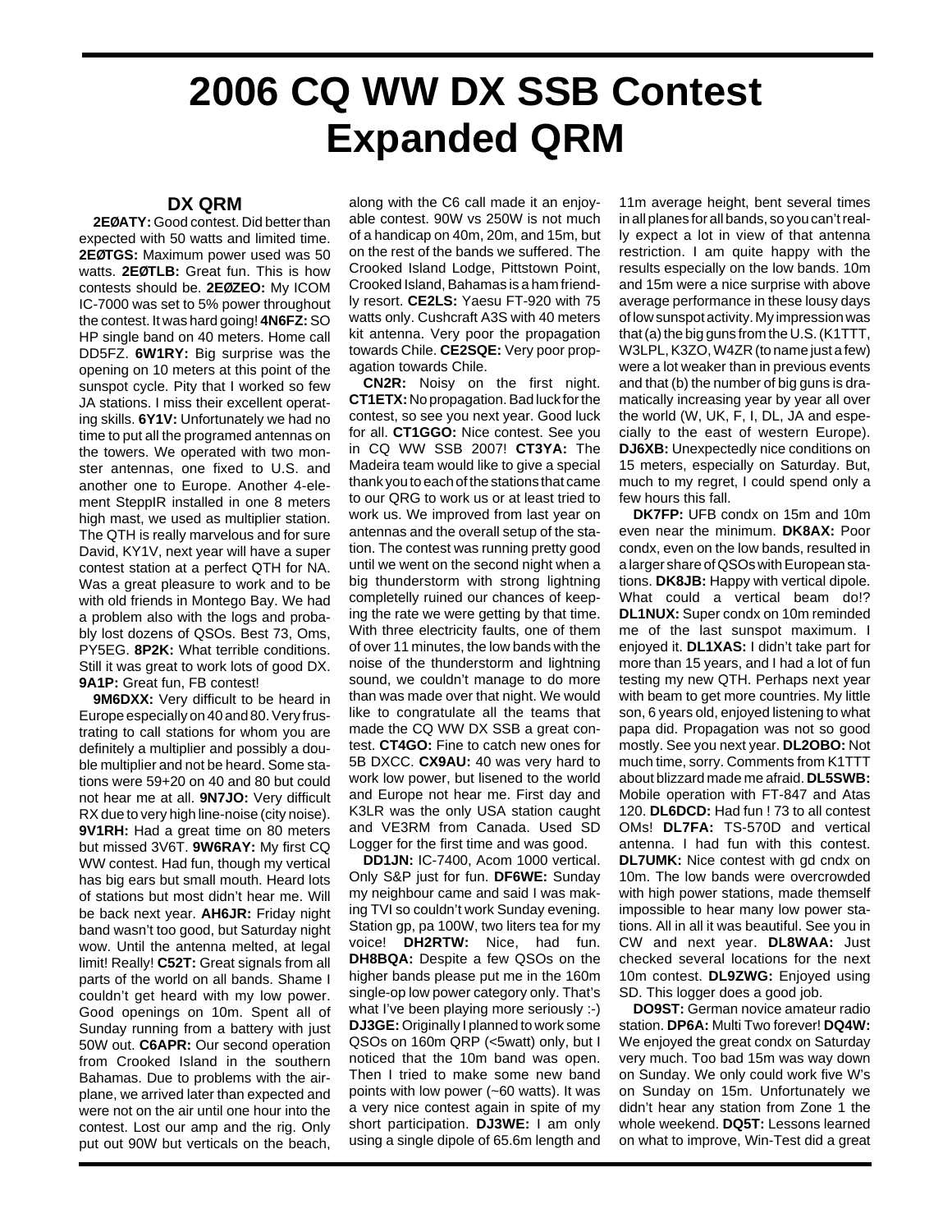# 2006 CQ WW DX SSB Contest Expanded QRM

## DX QRM

**2EØATY:** Good contest. Did better than expected with 50 watts and limited time. **2EØTGS:** Maximum power used was 50 watts. **2EØTLB:** Great fun. This is how contests should be. **2EØZEO:** My ICOM IC-7000 was set to 5% power throughout the contest. It was hard going! **4N6FZ:** SO HP single band on 40 meters. Home call DD5FZ. **6W1RY:** Big surprise was the opening on 10 meters at this point of the sunspot cycle. Pity that I worked so few JA stations. I miss their excellent operating skills. **6Y1V:** Unfortunately we had no time to put all the programed antennas on the towers. We operated with two monster antennas, one fixed to U.S. and another one to Europe. Another 4-element SteppIR installed in one 8 meters high mast, we used as multiplier station. The QTH is really marvelous and for sure David, KY1V, next year will have a super contest station at a perfect QTH for NA. Was a great pleasure to work and to be with old friends in Montego Bay. We had a problem also with the logs and probably lost dozens of QSOs. Best 73, Oms, PY5EG. **8P2K:** What terrible conditions. Still it was great to work lots of good DX. **9A1P:** Great fun, FB contest!

**9M6DXX:** Very difficult to be heard in Europe especially on 40 and 80. Very frustrating to call stations for whom you are definitely a multiplier and possibly a double multiplier and not be heard. Some stations were 59+20 on 40 and 80 but could not hear me at all. **9N7JO:** Very difficult RX due to very high line-noise (city noise). **9V1RH:** Had a great time on 80 meters but missed 3V6T. **9W6RAY:** My first CQ WW contest. Had fun, though my vertical has big ears but small mouth. Heard lots of stations but most didn't hear me. Will be back next year. **AH6JR:** Friday night band wasn't too good, but Saturday night wow. Until the antenna melted, at legal limit! Really! **C52T:** Great signals from all parts of the world on all bands. Shame I couldn't get heard with my low power. Good openings on 10m. Spent all of Sunday running from a battery with just 50W out. **C6APR:** Our second operation from Crooked Island in the southern Bahamas. Due to problems with the airplane, we arrived later than expected and were not on the air until one hour into the contest. Lost our amp and the rig. Only put out 90W but verticals on the beach, along with the C6 call made it an enjoyable contest. 90W vs 250W is not much of a handicap on 40m, 20m, and 15m, but on the rest of the bands we suffered. The Crooked Island Lodge, Pittstown Point, Crooked Island, Bahamas is a ham friendly resort. **CE2LS:** Yaesu FT-920 with 75 watts only. Cushcraft A3S with 40 meters kit antenna. Very poor the propagation towards Chile. **CE2SQE:** Very poor propagation towards Chile.

**CN2R:** Noisy on the first night. **CT1ETX:** No propagation. Bad luck for the contest, so see you next year. Good luck for all. **CT1GGO:** Nice contest. See you in CQ WW SSB 2007! **CT3YA:** The Madeira team would like to give a special thank you to each of the stations that came to our QRG to work us or at least tried to work us. We improved from last year on antennas and the overall setup of the station. The contest was running pretty good until we went on the second night when a big thunderstorm with strong lightning completelly ruined our chances of keeping the rate we were getting by that time. With three electricity faults, one of them of over 11 minutes, the low bands with the noise of the thunderstorm and lightning sound, we couldn't manage to do more than was made over that night. We would like to congratulate all the teams that made the CQ WW DX SSB a great contest. **CT4GO:** Fine to catch new ones for 5B DXCC. **CX9AU:** 40 was very hard to work low power, but lisened to the world and Europe not hear me. First day and K3LR was the only USA station caught and VE3RM from Canada. Used SD Logger for the first time and was good.

**DD1JN:** IC-7400, Acom 1000 vertical. Only S&P just for fun. **DF6WE:** Sunday my neighbour came and said I was making TVI so couldn't work Sunday evening. Station gp, pa 100W, two liters tea for my voice! **DH2RTW:** Nice, had fun. **DH8BQA:** Despite a few QSOs on the higher bands please put me in the 160m single-op low power category only. That's what I've been playing more seriously :-) **DJ3GE:** Originally I planned to work some QSOs on 160m QRP (<5watt) only, but I noticed that the 10m band was open. Then I tried to make some new band points with low power (~60 watts). It was a very nice contest again in spite of my short participation. **DJ3WE:** I am only using a single dipole of 65.6m length and 11m average height, bent several times in all planes for all bands, so you can't really expect a lot in view of that antenna restriction. I am quite happy with the results especially on the low bands. 10m and 15m were a nice surprise with above average performance in these lousy days of low sunspot activity. My impression was that (a) the big guns from the U.S. (K1TTT, W3LPL, K3ZO, W4ZR (to name just a few) were a lot weaker than in previous events and that (b) the number of big guns is dramatically increasing year by year all over the world (W, UK, F, I, DL, JA and especially to the east of western Europe). **DJ6XB:** Unexpectedly nice conditions on 15 meters, especially on Saturday. But, much to my regret, I could spend only a few hours this fall.

**DK7FP:** UFB condx on 15m and 10m even near the minimum. **DK8AX:** Poor condx, even on the low bands, resulted in a larger share of QSOs with European stations. **DK8JB:** Happy with vertical dipole. What could a vertical beam do!? **DL1NUX:** Super condx on 10m reminded me of the last sunspot maximum. I enjoyed it. **DL1XAS:** I didn't take part for more than 15 years, and I had a lot of fun testing my new QTH. Perhaps next year with beam to get more countries. My little son, 6 years old, enjoyed listening to what papa did. Propagation was not so good mostly. See you next year. **DL2OBO:** Not much time, sorry. Comments from K1TTT about blizzard made me afraid. **DL5SWB:** Mobile operation with FT-847 and Atas 120. **DL6DCD:** Had fun ! 73 to all contest OMs! **DL7FA:** TS-570D and vertical antenna. I had fun with this contest. **DL7UMK:** Nice contest with gd cndx on 10m. The low bands were overcrowded with high power stations, made themself impossible to hear many low power stations. All in all it was beautiful. See you in CW and next year. **DL8WAA:** Just checked several locations for the next 10m contest. **DL9ZWG:** Enjoyed using SD. This logger does a good job.

**DO9ST:** German novice amateur radio station. **DP6A:** Multi Two forever! **DQ4W:** We enjoyed the great condx on Saturday very much. Too bad 15m was way down on Sunday. We only could work five W's on Sunday on 15m. Unfortunately we didn't hear any station from Zone 1 the whole weekend. **DQ5T:** Lessons learned on what to improve, Win-Test did a great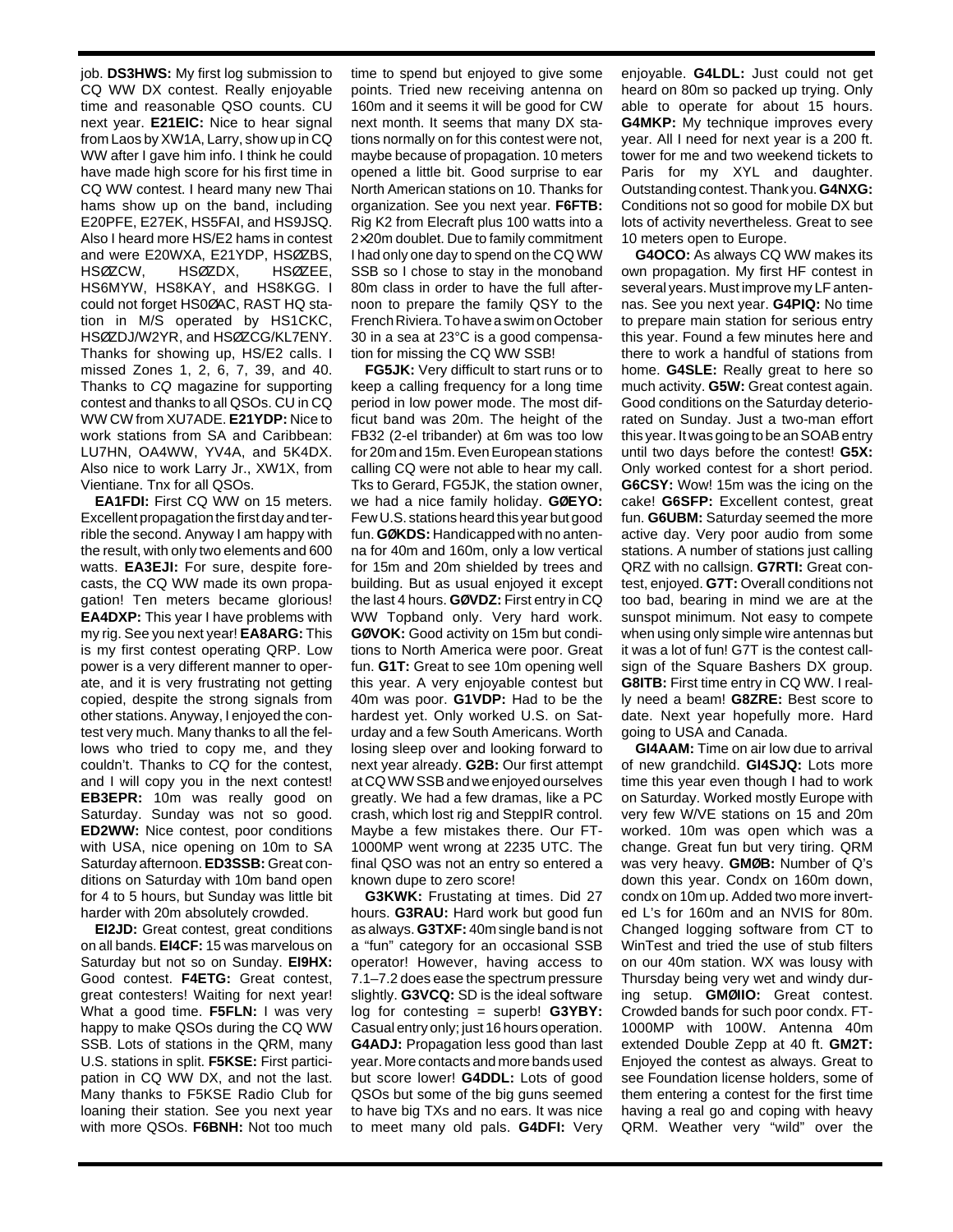job. **DS3HWS:** My first log submission to CQ WW DX contest. Really enjoyable time and reasonable QSO counts. CU next year. **E21EIC:** Nice to hear signal from Laos by XW1A, Larry, show up in CQ WW after I gave him info. I think he could have made high score for his first time in CQ WW contest. I heard many new Thai hams show up on the band, including E20PFE, E27EK, HS5FAI, and HS9JSQ. Also I heard more HS/E2 hams in contest and were E20WXA, E21YDP, HSØZBS, HSØZCW, HSØZDX, HSØZEE, HS6MYW, HS8KAY, and HS8KGG. I could not forget HS0ØAC, RAST HQ station in M/S operated by HS1CKC, HSØZDJ/W2YR, and HSØZCG/KL7ENY. Thanks for showing up, HS/E2 calls. I missed Zones 1, 2, 6, 7, 39, and 40. Thanks to *CQ* magazine for supporting contest and thanks to all QSOs. CU in CQ WW CW from XU7ADE. **E21YDP:** Nice to work stations from SA and Caribbean: LU7HN, OA4WW, YV4A, and 5K4DX. Also nice to work Larry Jr., XW1X, from Vientiane. Tnx for all QSOs.

**EA1FDI:** First CQ WW on 15 meters. Excellent propagation the first day and terrible the second. Anyway I am happy with the result, with only two elements and 600 watts. **EA3EJI:** For sure, despite forecasts, the CQ WW made its own propagation! Ten meters became glorious! **EA4DXP:** This year I have problems with my rig. See you next year! **EA8ARG:** This is my first contest operating QRP. Low power is a very different manner to operate, and it is very frustrating not getting copied, despite the strong signals from other stations. Anyway, I enjoyed the contest very much. Many thanks to all the fellows who tried to copy me, and they couldn't. Thanks to *CQ* for the contest, and I will copy you in the next contest! **EB3EPR:** 10m was really good on Saturday. Sunday was not so good. **ED2WW:** Nice contest, poor conditions with USA, nice opening on 10m to SA Saturday afternoon. **ED3SSB:** Great conditions on Saturday with 10m band open for 4 to 5 hours, but Sunday was little bit harder with 20m absolutely crowded.

**EI2JD:** Great contest, great conditions on all bands. **EI4CF:** 15 was marvelous on Saturday but not so on Sunday. **EI9HX:** Good contest. **F4ETG:** Great contest, great contesters! Waiting for next year! What a good time. **F5FLN:** I was very happy to make QSOs during the CQ WW SSB. Lots of stations in the QRM, many U.S. stations in split. **F5KSE:** First participation in CQ WW DX, and not the last. Many thanks to F5KSE Radio Club for loaning their station. See you next year with more QSOs. **F6BNH:** Not too much time to spend but enjoyed to give some points. Tried new receiving antenna on 160m and it seems it will be good for CW next month. It seems that many DX stations normally on for this contest were not, maybe because of propagation. 10 meters opened a little bit. Good surprise to ear North American stations on 10. Thanks for organization. See you next year. **F6FTB:** Rig K2 from Elecraft plus 100 watts into a 2×20m doublet. Due to family commitment I had only one day to spend on the CQ WW SSB so I chose to stay in the monoband 80m class in order to have the full afternoon to prepare the family QSY to the French Riviera. To have a swim on October 30 in a sea at 23°C is a good compensation for missing the CQ WW SSB!

**FG5JK:** Very difficult to start runs or to keep a calling frequency for a long time period in low power mode. The most difficult band was 20m. The height of the FB32 (2-el tribander) at 6m was too low for 20m and 15m. Even European stations calling CQ were not able to hear my call. Tks to Gerard, FG5JK, the station owner, we had a nice family holiday. **GØEYO:** Few U.S. stations heard this year but good fun. **GØKDS:** Handicapped with no antenna for 40m and 160m, only a low vertical for 15m and 20m shielded by trees and building. But as usual enjoyed it except the last 4 hours. **GØVDZ:** First entry in CQ WW Topband only. Very hard work. **GØVOK:** Good activity on 15m but conditions to North America were poor. Great fun. **G1T:** Great to see 10m opening well this year. A very enjoyable contest but 40m was poor. **G1VDP:** Had to be the hardest yet. Only worked U.S. on Saturday and a few South Americans. Worth losing sleep over and looking forward to next year already. **G2B:** Our first attempt at CQ WW SSB and we enjoyed ourselves greatly. We had a few dramas, like a PC crash, which lost rig and SteppIR control. Maybe a few mistakes there. Our FT-1000MP went wrong at 2235 UTC. The final QSO was not an entry so entered a known dupe to zero score!

**G3KWK:** Frustating at times. Did 27 hours. **G3RAU:** Hard work but good fun as always. **G3TXF:** 40m single band is not a "fun" category for an occasional SSB operator! However, having access to 7.1–7.2 does ease the spectrum pressure slightly. **G3VCQ:** SD is the ideal software log for contesting = superb! **G3YBY:** Casual entry only; just 16 hours operation. **G4ADJ:** Propagation less good than last year. More contacts and more bands used but score lower! **G4DDL:** Lots of good QSOs but some of the big guns seemed to have big TXs and no ears. It was nice to meet many old pals. **G4DFI:** Very enjoyable. **G4LDL:** Just could not get heard on 80m so packed up trying. Only able to operate for about 15 hours. **G4MKP:** My technique improves every year. All I need for next year is a 200 ft. tower for me and two weekend tickets to Paris for my XYL and daughter. Outstanding contest. Thank you. **G4NXG:** Conditions not so good for mobile DX but lots of activity nevertheless. Great to see 10 meters open to Europe.

**G4OCO:** As always CQ WW makes its own propagation. My first HF contest in several years. Must improve my LF antennas. See you next year. **G4PIQ:** No time to prepare main station for serious entry this year. Found a few minutes here and there to work a handful of stations from home. **G4SLE:** Really great to here so much activity. **G5W:** Great contest again. Good conditions on the Saturday deteriorated on Sunday. Just a two-man effort this year. It was going to be an SOAB entry until two days before the contest! **G5X:** Only worked contest for a short period. **G6CSY:** Wow! 15m was the icing on the cake! **G6SFP:** Excellent contest, great fun. **G6UBM:** Saturday seemed the more active day. Very poor audio from some stations. A number of stations just calling QRZ with no callsign. **G7RTI:** Great contest, enjoyed. **G7T:** Overall conditions not too bad, bearing in mind we are at the sunspot minimum. Not easy to compete when using only simple wire antennas but it was a lot of fun! G7T is the contest callsign of the Square Bashers DX group. **G8ITB:** First time entry in CQ WW. I really need a beam! **G8ZRE:** Best score to date. Next year hopefully more. Hard going to USA and Canada.

**GI4AAM:** Time on air low due to arrival of new grandchild. **GI4SJQ:** Lots more time this year even though I had to work on Saturday. Worked mostly Europe with very few W/VE stations on 15 and 20m worked. 10m was open which was a change. Great fun but very tiring. QRM was very heavy. **GMØB:** Number of Q's down this year. Condx on 160m down, condx on 10m up. Added two more inverted L's for 160m and an NVIS for 80m. Changed logging software from CT to WinTest and tried the use of stub filters on our 40m station. WX was lousy with Thursday being very wet and windy during setup. **GMØIIO:** Great contest. Crowded bands for such poor condx. FT-1000MP with 100W. Antenna 40m extended Double Zepp at 40 ft. **GM2T:** Enjoyed the contest as always. Great to see Foundation license holders, some of them entering a contest for the first time having a real go and coping with heavy QRM. Weather very "wild" over the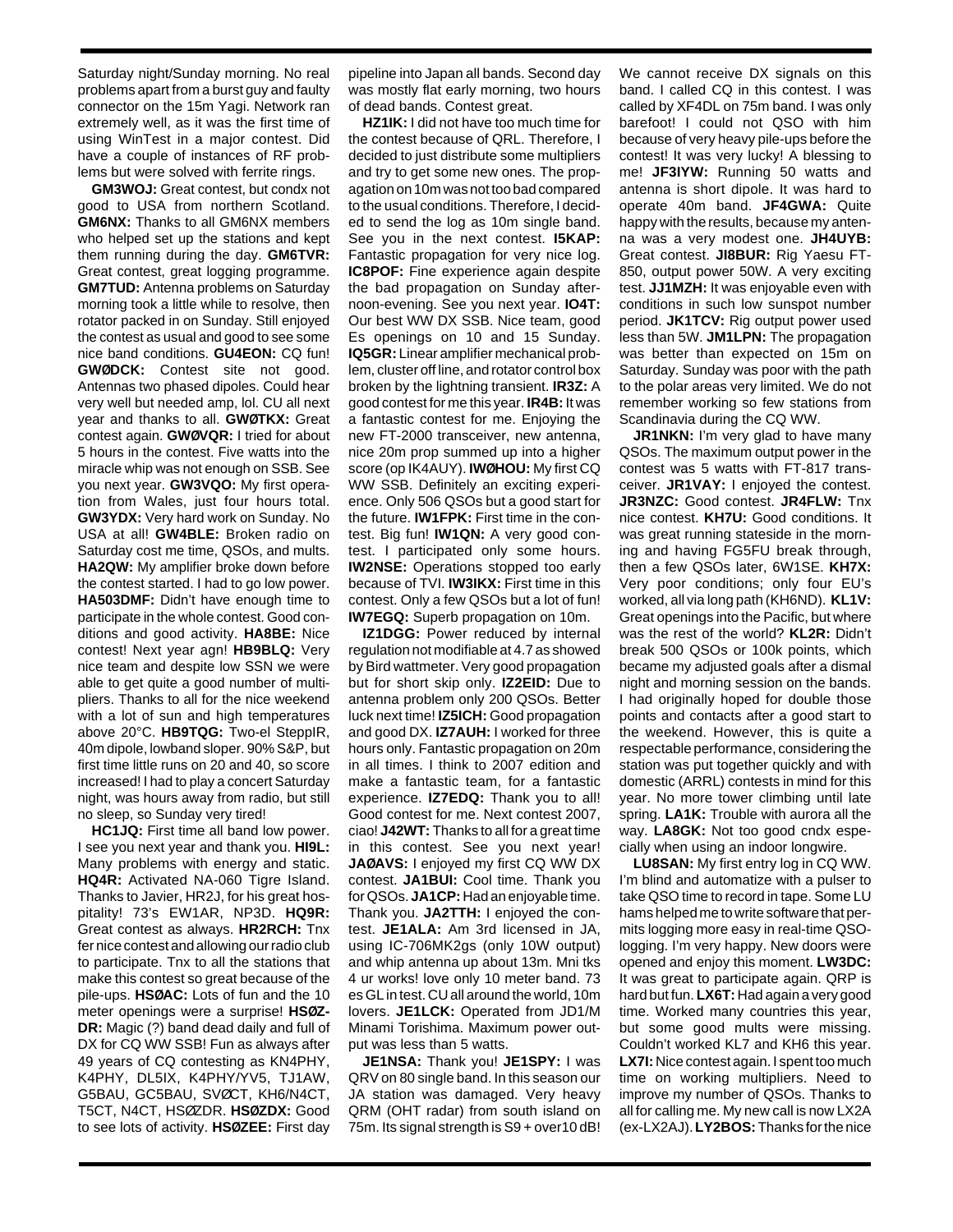Saturday night/Sunday morning. No real problems apart from a burst guy and faulty connector on the 15m Yagi. Network ran extremely well, as it was the first time of using WinTest in a major contest. Did have a couple of instances of RF problems but were solved with ferrite rings.

**GM3WOJ:** Great contest, but condx not good to USA from northern Scotland. **GM6NX:** Thanks to all GM6NX members who helped set up the stations and kept them running during the day. **GM6TVR:** Great contest, great logging programme. **GM7TUD:** Antenna problems on Saturday morning took a little while to resolve, then rotator packed in on Sunday. Still enjoyed the contest as usual and good to see some nice band conditions. **GU4EON:** CQ fun! **GWØDCK:** Contest site not good. Antennas two phased dipoles. Could hear very well but needed amp, lol. CU all next year and thanks to all. **GWØTKX:** Great contest again. **GWØVQR:** I tried for about 5 hours in the contest. Five watts into the miracle whip was not enough on SSB. See you next year. **GW3VQO:** My first operation from Wales, just four hours total. **GW3YDX:** Very hard work on Sunday. No USA at all! **GW4BLE:** Broken radio on Saturday cost me time, QSOs, and mults. **HA2QW:** My amplifier broke down before the contest started. I had to go low power. **HA503DMF:** Didn't have enough time to participate in the whole contest. Good conditions and good activity. **HA8BE:** Nice contest! Next year agn! **HB9BLQ:** Very nice team and despite low SSN we were able to get quite a good number of multipliers. Thanks to all for the nice weekend with a lot of sun and high temperatures above 20°C. **HB9TQG:** Two-el SteppIR, 40m dipole, lowband sloper. 90% S&P, but first time little runs on 20 and 40, so score increased! I had to play a concert Saturday night, was hours away from radio, but still no sleep, so Sunday very tired!

**HC1JQ:** First time all band low power. I see you next year and thank you. **HI9L:** Many problems with energy and static. **HQ4R:** Activated NA-060 Tigre Island. Thanks to Javier, HR2J, for his great hospitality! 73's EW1AR, NP3D. **HQ9R:** Great contest as always. **HR2RCH:** Tnx fer nice contest and allowing our radio club to participate. Tnx to all the stations that make this contest so great because of the pile-ups. **HSØAC:** Lots of fun and the 10 meter openings were a surprise! **HSØZDR:** Magic (?) band dead daily and full of DX for CQ WW SSB! Fun as always after 49 years of CQ contesting as KN4PHY, K4PHY, DL5IX, K4PHY/YV5, TJ1AW, G5BAU, GC5BAU, SVØCT, KH6/N4CT, T5CT, N4CT, HSØZDR. **HSØZDX:** Good to see lots of activity. **HSØZEE:** First day pipeline into Japan all bands. Second day was mostly flat early morning, two hours of dead bands. Contest great.

**HZ1IK:** I did not have too much time for the contest because of QRL. Therefore, I decided to just distribute some multipliers and try to get some new ones. The propagation on 10m was not too bad compared to the usual conditions. Therefore, I decided to send the log as 10m single band. See you in the next contest. **I5KAP:** Fantastic propagation for very nice log. **IC8POF:** Fine experience again despite the bad propagation on Sunday afternoon-evening. See you next year. **IO4T:** Our best WW DX SSB. Nice team, good Es openings on 10 and 15 Sunday. **IQ5GR:** Linear amplifier mechanical problem, cluster off line, and rotator control box broken by the lightning transient. **IR3Z:** A good contest for me this year. **IR4B:** It was a fantastic contest for me. Enjoying the new FT-2000 transceiver, new antenna, nice 20m prop summed up into a higher score (op IK4AUY). **IWØHOU:** My first CQ WW SSB. Definitely an exciting experience. Only 506 QSOs but a good start for the future. **IW1FPK:** First time in the contest. Big fun! **IW1QN:** A very good contest. I participated only some hours. **IW2NSE:** Operations stopped too early because of TVI. **IW3IKX:** First time in this contest. Only a few QSOs but a lot of fun! **IW7EGQ:** Superb propagation on 10m.

**IZ1DGG:** Power reduced by internal regulation not modifiable at 4.7 as showed by Bird wattmeter. Very good propagation but for short skip only. **IZ2EID:** Due to antenna problem only 200 QSOs. Better luck next time! **IZ5ICH:** Good propagation and good DX. **IZ7AUH:** I worked for three hours only. Fantastic propagation on 20m in all times. I think to 2007 edition and make a fantastic team, for a fantastic experience. **IZ7EDQ:** Thank you to all! Good contest for me. Next contest 2007, ciao! **J42WT:** Thanks to all for a great time in this contest. See you next year! **JAØAVS:** I enjoyed my first CQ WW DX contest. **JA1BUI:** Cool time. Thank you for QSOs. **JA1CP:** Had an enjoyable time. Thank you. **JA2TTH:** I enjoyed the contest. **JE1ALA:** Am 3rd licensed in JA, using IC-706MK2gs (only 10W output) and whip antenna up about 13m. Mni tks 4 ur works! love only 10 meter band. 73 es GL in test. CU all around the world, 10m lovers. **JE1LCK:** Operated from JD1/M Minami Torishima. Maximum power output was less than 5 watts.

**JE1NSA:** Thank you! **JE1SPY:** I was QRV on 80 single band. In this season our JA station was damaged. Very heavy QRM (OHT radar) from south island on 75m. Its signal strength is S9 + over10 dB! We cannot receive DX signals on this band. I called CQ in this contest. I was called by XF4DL on 75m band. I was only barefoot! I could not QSO with him because of very heavy pile-ups before the contest! It was very lucky! A blessing to me! **JF3IYW:** Running 50 watts and antenna is short dipole. It was hard to operate 40m band. **JF4GWA:** Quite happy with the results, because my antenna was a very modest one. **JH4UYB:** Great contest. **JI8BUR:** Rig Yaesu FT-850, output power 50W. A very exciting test. **JJ1MZH:** It was enjoyable even with conditions in such low sunspot number period. **JK1TCV:** Rig output power used less than 5W. **JM1LPN:** The propagation was better than expected on 15m on Saturday. Sunday was poor with the path to the polar areas very limited. We do not remember working so few stations from Scandinavia during the CQ WW.

**JR1NKN:** I'm very glad to have many QSOs. The maximum output power in the contest was 5 watts with FT-817 transceiver. **JR1VAY:** I enjoyed the contest. **JR3NZC:** Good contest. **JR4FLW:** Tnx nice contest. **KH7U:** Good conditions. It was great running stateside in the morning and having FG5FU break through, then a few QSOs later, 6W1SE. **KH7X:** Very poor conditions; only four EU's worked, all via long path (KH6ND). **KL1V:** Great openings into the Pacific, but where was the rest of the world? **KL2R:** Didn't break 500 QSOs or 100k points, which became my adjusted goals after a dismal night and morning session on the bands. I had originally hoped for double those points and contacts after a good start to the weekend. However, this is quite a respectable performance, considering the station was put together quickly and with domestic (ARRL) contests in mind for this year. No more tower climbing until late spring. **LA1K:** Trouble with aurora all the way. **LA8GK:** Not too good cndx especially when using an indoor longwire.

**LU8SAN:** My first entry log in CQ WW. I'm blind and automatize with a pulser to take QSO time to record in tape. Some LU hams helped me to write software that permits logging more easy in real-time QSO-logging. I'm very happy. New doors were opened and enjoy this moment. **LW3DC:** It was great to participate again. QRP is hard but fun. **LX6T:** Had again a very good time. Worked many countries this year, but some good mults were missing. Couldn't worked KL7 and KH6 this year. **LX7I:** Nice contest again. I spent too much time on working multipliers. Need to improve my number of QSOs. Thanks to all for calling me. My new call is now LX2A (ex-LX2AJ). **LY2BOS:** Thanks for the nice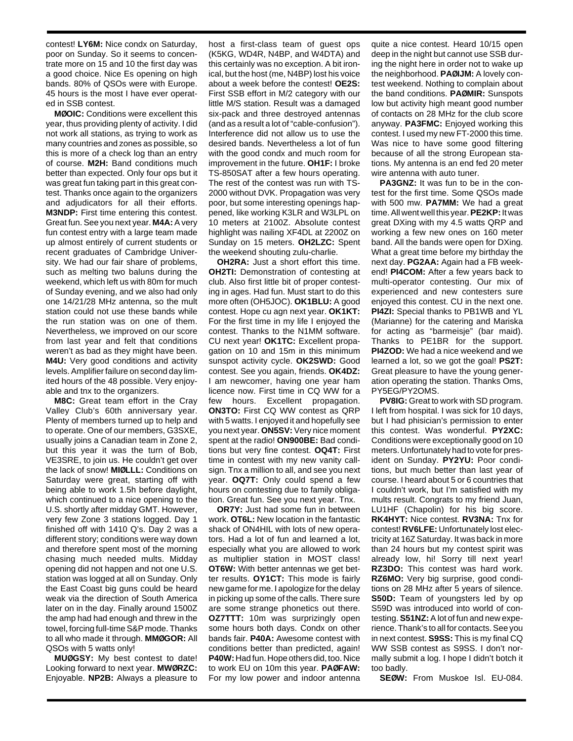contest! **LY6M:** Nice condx on Saturday, poor on Sunday. So it seems to concentrate more on 15 and 10 the first day was a good choice. Nice Es opening on high bands. 80% of QSOs were with Europe. 45 hours is the most I have ever operated in SSB contest.

**MØOIC:** Conditions were excellent this year, thus providing plenty of activity. I did not work all stations, as trying to work as many countries and zones as possible, so this is more of a check log than an entry of course. **M2H:** Band conditions much better than expected. Only four ops but it was great fun taking part in this great contest. Thanks once again to the organizers and adjudicators for all their efforts. **M3NDP:** First time entering this contest. Great fun. See you next year. **M4A:** A very fun contest entry with a large team made up almost entirely of current students or recent graduates of Cambridge University. We had our fair share of problems, such as melting two baluns during the weekend, which left us with 80m for much of Sunday evening, and we also had only one 14/21/28 MHz antenna, so the mult station could not use these bands while the run station was on one of them. Nevertheless, we improved on our score from last year and felt that conditions weren't as bad as they might have been. **M4U:** Very good conditions and activity levels. Amplifier failure on second day limited hours of the 48 possible. Very enjoyable and tnx to the organizers.

**M8C:** Great team effort in the Cray Valley Club's 60th anniversary year. Plenty of members turned up to help and to operate. One of our members, G3SXE, usually joins a Canadian team in Zone 2, but this year it was the turn of Bob, VE3SRE, to join us. He couldn't get over the lack of snow! **MIØLLL:** Conditions on Saturday were great, starting off with being able to work 1.5h before daylight, which continued to a nice opening to the U.S. shortly after midday GMT. However, very few Zone 3 stations logged. Day 1 finished off with 1410 Q's. Day 2 was a different story; conditions were way down and therefore spent most of the morning chasing much needed mults. Midday opening did not happen and not one U.S. station was logged at all on Sunday. Only the East Coast big guns could be heard weak via the direction of South America later on in the day. Finally around 1500Z the amp had had enough and threw in the towel, forcing full-time S&P mode. Thanks to all who made it through. **MMØGOR:** All QSOs with 5 watts only!

**MUØGSY:** My best contest to date! Looking forward to next year. **MWØRZC:** Enjoyable. **NP2B:** Always a pleasure to host a first-class team of guest ops (K5KG, WD4R, N4BP, and W4DTA) and this certainly was no exception. A bit ironical, but the host (me, N4BP) lost his voice about a week before the contest! **OE2S:** First SSB effort in M/2 category with our little M/S station. Result was a damaged six-pack and three destroyed antennas (and as a result a lot of "cable-confusion"). Interference did not allow us to use the desired bands. Nevertheless a lot of fun with the good condx and much room for improvement in the future. **OH1F:** I broke TS-850SAT after a few hours operating. The rest of the contest was run with TS-2000 without DVK. Propagation was very poor, but some interesting openings happened, like working K3LR and W3LPL on 10 meters at 2100Z. Absolute contest highlight was nailing XF4DL at 2200Z on Sunday on 15 meters. **OH2LZC:** Spent the weekend shouting zulu-charlie.

**OH2RA:** Just a short effort this time. **OH2TI:** Demonstration of contesting at club. Also first little bit of proper contesting in ages. Had fun. Must start to do this more often (OH5JOC). **OK1BLU:** A good contest. Hope cu agn next year. **OK1KT:** For the first time in my life I enjoyed the contest. Thanks to the N1MM software. CU next year! **OK1TC:** Excellent propagation on 10 and 15m in this minimum sunspot activity cycle. **OK2SWD:** Good contest. See you again, friends. **OK4DZ:** I am newcomer, having one year ham licence now. First time in CQ WW for a few hours. Excellent propagation. **ON3TO:** First CQ WW contest as QRP with 5 watts. I enjoyed it and hopefully see you next year. **ON5SV:** Very nice moment spent at the radio! **ON900BE:** Bad conditions but very fine contest. **OQ4T:** First time in contest with my new vanity callsign. Tnx a million to all, and see you next year. **OQ7T:** Only could spend a few hours on contesting due to family obligation. Great fun. See you next year. Tnx.

**OR7Y:** Just had some fun in between work. **OT6L:** New location in the fantastic shack of ON4HIL with lots of new operators. Had a lot of fun and learned a lot, especially what you are allowed to work as multiplier station in MOST class! **OT6W:** With better antennas we get better results. **OY1CT:** This mode is fairly new game for me. I apologize for the delay in picking up some of the calls. There sure are some strange phonetics out there. **OZ7TTT:** 10m was surprizingly open some hours both days. Condx on other bands fair. **P40A:** Awesome contest with conditions better than predicted, again! **P40W:** Had fun. Hope others did, too. Nice to work EU on 10m this year. **PAØFAW:** For my low power and indoor antenna quite a nice contest. Heard 10/15 open deep in the night but cannot use SSB during the night here in order not to wake up the neighborhood. **PAØIJM:** A lovely contest weekend. Nothing to complain about the band conditions. **PAØMIR:** Sunspots low but activity high meant good number of contacts on 28 MHz for the club score anyway. **PA3FMC:** Enjoyed working this contest. I used my new FT-2000 this time. Was nice to have some good filtering because of all the strong European stations. My antenna is an end fed 20 meter wire antenna with auto tuner.

**PA3GNZ:** It was fun to be in the contest for the first time. Some QSOs made with 500 mw. **PA7MM:** We had a great time. All went well this year. **PE2KP:** It was great DXing with my 4.5 watts QRP and working a few new ones on 160 meter band. All the bands were open for DXing. What a great time before my birthday the next day. **PG2AA:** Again had a FB weekend! **PI4COM:** After a few years back to multi-operator contesting. Our mix of experienced and new contesters sure enjoyed this contest. CU in the next one. **PI4ZI:** Special thanks to PB1WB and YL (Marianne) for the catering and Mariska for acting as "barmeisje" (bar maid). Thanks to PE1BR for the support. **PI4ZOD:** We had a nice weekend and we learned a lot, so we got the goal! **PS2T:** Great pleasure to have the young generation operating the station. Thanks Oms, PY5EG/PY2OMS.

**PV8IG:** Great to work with SD program. I left from hospital. I was sick for 10 days, but I had phisician's permission to enter this contest. Was wonderful. **PY2XC:** Conditions were exceptionally good on 10 meters. Unfortunately had to vote for president on Sunday. **PY2YU:** Poor conditions, but much better than last year of course. I heard about 5 or 6 countries that I couldn't work, but I'm satisfied with my mults result. Congrats to my friend Juan, LU1HF (Chapolin) for his big score. **RK4HYT:** Nice contest. **RV3NA:** Tnx for contest! **RV6LFE:** Unfortunately lost electricity at 16Z Saturday. It was back in more than 24 hours but my contest spirit was already low, hi! Sorry till next year! **RZ3DO:** This contest was hard work. **RZ6MO:** Very big surprise, good conditions on 28 MHz after 5 years of silence. **S50D:** Team of youngsters led by op S59D was introduced into world of contesting. **S51NZ:** A lot of fun and new experience. Thank's to all for contacts. See you in next contest. **S9SS:** This is my final CQ WW SSB contest as S9SS. I don't normally submit a log. I hope I didn't botch it too badly.

**SEØW:** From Muskoe Isl. EU-084.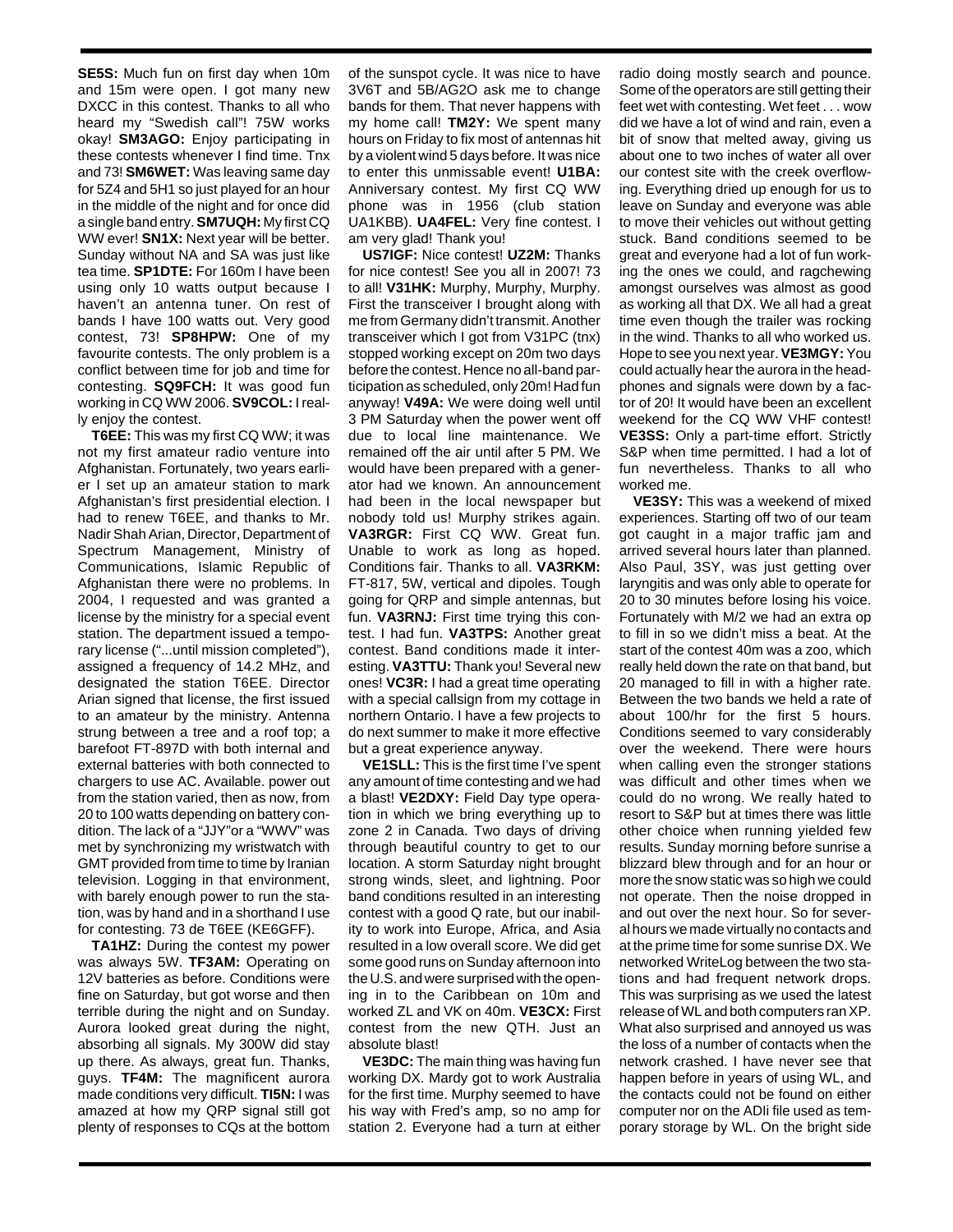**SE5S:** Much fun on first day when 10m and 15m were open. I got many new DXCC in this contest. Thanks to all who heard my "Swedish call"! 75W works okay! **SM3AGO:** Enjoy participating in these contests whenever I find time. Tnx and 73! **SM6WET:** Was leaving same day for 5Z4 and 5H1 so just played for an hour in the middle of the night and for once did a single band entry. **SM7UQH:** My first CQ WW ever! **SN1X:** Next year will be better. Sunday without NA and SA was just like tea time. **SP1DTE:** For 160m I have been using only 10 watts output because I haven't an antenna tuner. On rest of bands I have 100 watts out. Very good contest, 73! **SP8HPW:** One of my favourite contests. The only problem is a conflict between time for job and time for contesting. **SQ9FCH:** It was good fun working in CQ WW 2006. **SV9COL:** I really enjoy the contest.

**T6EE:** This was my first CQ WW; it was not my first amateur radio venture into Afghanistan. Fortunately, two years earlier I set up an amateur station to mark Afghanistan's first presidential election. I had to renew T6EE, and thanks to Mr. Nadir Shah Arian, Director, Department of Spectrum Management, Ministry of Communications, Islamic Republic of Afghanistan there were no problems. In 2004, I requested and was granted a license by the ministry for a special event station. The department issued a temporary license ("...until mission completed"), assigned a frequency of 14.2 MHz, and designated the station T6EE. Director Arian signed that license, the first issued to an amateur by the ministry. Antenna strung between a tree and a roof top; a barefoot FT-897D with both internal and external batteries with both connected to chargers to use AC. Available. power out from the station varied, then as now, from 20 to 100 watts depending on battery condition. The lack of a "JJY"or a "WWV" was met by synchronizing my wristwatch with GMT provided from time to time by Iranian television. Logging in that environment, with barely enough power to run the station, was by hand and in a shorthand I use for contesting. 73 de T6EE (KE6GFF).

**TA1HZ:** During the contest my power was always 5W. **TF3AM:** Operating on 12V batteries as before. Conditions were fine on Saturday, but got worse and then terrible during the night and on Sunday. Aurora looked great during the night, absorbing all signals. My 300W did stay up there. As always, great fun. Thanks, guys. **TF4M:** The magnificent aurora made conditions very difficult. **TI5N:** I was amazed at how my QRP signal still got plenty of responses to CQs at the bottom of the sunspot cycle. It was nice to have 3V6T and 5B/AG2O ask me to change bands for them. That never happens with my home call! **TM2Y:** We spent many hours on Friday to fix most of antennas hit by a violent wind 5 days before. It was nice to enter this unmissable event! **U1BA:** Anniversary contest. My first CQ WW phone was in 1956 (club station UA1KBB). **UA4FEL:** Very fine contest. I am very glad! Thank you!

**US7IGF:** Nice contest! **UZ2M:** Thanks for nice contest! See you all in 2007! 73 to all! **V31HK:** Murphy, Murphy, Murphy. First the transceiver I brought along with me from Germany didn't transmit. Another transceiver which I got from V31PC (tnx) stopped working except on 20m two days before the contest. Hence no all-band participation as scheduled, only 20m! Had fun anyway! **V49A:** We were doing well until 3 PM Saturday when the power went off due to local line maintenance. We remained off the air until after 5 PM. We would have been prepared with a generator had we known. An announcement had been in the local newspaper but nobody told us! Murphy strikes again. **VA3RGR:** First CQ WW. Great fun. Unable to work as long as hoped. Conditions fair. Thanks to all. **VA3RKM:** FT-817, 5W, vertical and dipoles. Tough going for QRP and simple antennas, but fun. **VA3RNJ:** First time trying this contest. I had fun. **VA3TPS:** Another great contest. Band conditions made it interesting. **VA3TTU:** Thank you! Several new ones! **VC3R:** I had a great time operating with a special callsign from my cottage in northern Ontario. I have a few projects to do next summer to make it more effective but a great experience anyway.

**VE1SLL:** This is the first time I've spent any amount of time contesting and we had a blast! **VE2DXY:** Field Day type operation in which we bring everything up to zone 2 in Canada. Two days of driving through beautiful country to get to our location. A storm Saturday night brought strong winds, sleet, and lightning. Poor band conditions resulted in an interesting contest with a good Q rate, but our inability to work into Europe, Africa, and Asia resulted in a low overall score. We did get some good runs on Sunday afternoon into the U.S. and were surprised with the opening in to the Caribbean on 10m and worked ZL and VK on 40m. **VE3CX:** First contest from the new QTH. Just an absolute blast!

**VE3DC:** The main thing was having fun working DX. Mardy got to work Australia for the first time. Murphy seemed to have his way with Fred's amp, so no amp for station 2. Everyone had a turn at either radio doing mostly search and pounce. Some of the operators are still getting their feet wet with contesting. Wet feet . . . wow did we have a lot of wind and rain, even a bit of snow that melted away, giving us about one to two inches of water all over our contest site with the creek overflowing. Everything dried up enough for us to leave on Sunday and everyone was able to move their vehicles out without getting stuck. Band conditions seemed to be great and everyone had a lot of fun working the ones we could, and ragchewing amongst ourselves was almost as good as working all that DX. We all had a great time even though the trailer was rocking in the wind. Thanks to all who worked us. Hope to see you next year. **VE3MGY:** You could actually hear the aurora in the headphones and signals were down by a factor of 20! It would have been an excellent weekend for the CQ WW VHF contest! **VE3SS:** Only a part-time effort. Strictly S&P when time permitted. I had a lot of fun nevertheless. Thanks to all who worked me.

**VE3SY:** This was a weekend of mixed experiences. Starting off two of our team got caught in a major traffic jam and arrived several hours later than planned. Also Paul, 3SY, was just getting over laryngitis and was only able to operate for 20 to 30 minutes before losing his voice. Fortunately with M/2 we had an extra op to fill in so we didn't miss a beat. At the start of the contest 40m was a zoo, which really held down the rate on that band, but 20 managed to fill in with a higher rate. Between the two bands we held a rate of about 100/hr for the first 5 hours. Conditions seemed to vary considerably over the weekend. There were hours when calling even the stronger stations was difficult and other times when we could do no wrong. We really hated to resort to S&P but at times there was little other choice when running yielded few results. Sunday morning before sunrise a blizzard blew through and for an hour or more the snow static was so high we could not operate. Then the noise dropped in and out over the next hour. So for several hours we made virtually no contacts and at the prime time for some sunrise DX. We networked WriteLog between the two stations and had frequent network drops. This was surprising as we used the latest release of WL and both computers ran XP. What also surprised and annoyed us was the loss of a number of contacts when the network crashed. I have never see that happen before in years of using WL, and the contacts could not be found on either computer nor on the ADIl file used as temporary storage by WL. On the bright side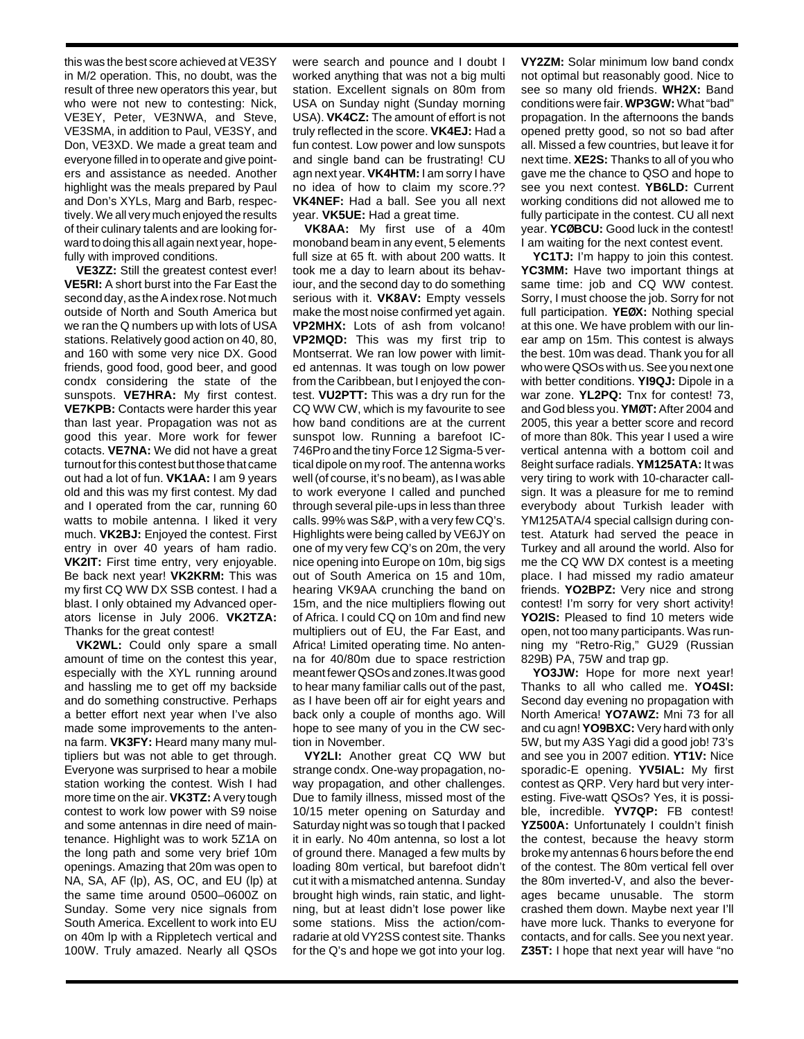this was the best score achieved at VE3SY in M/2 operation. This, no doubt, was the result of three new operators this year, but who were not new to contesting: Nick, VE3EY, Peter, VE3NWA, and Steve, VE3SMA, in addition to Paul, VE3SY, and Don, VE3XD. We made a great team and everyone filled in to operate and give pointers and assistance as needed. Another highlight was the meals prepared by Paul and Don's XYLs, Marg and Barb, respectively. We all very much enjoyed the results of their culinary talents and are looking forward to doing this all again next year, hopefully with improved conditions.

**VE3ZZ:** Still the greatest contest ever! **VE5RI:** A short burst into the Far East the second day, as the A index rose. Not much outside of North and South America but we ran the Q numbers up with lots of USA stations. Relatively good action on 40, 80, and 160 with some very nice DX. Good friends, good food, good beer, and good condx considering the state of the sunspots. **VE7HRA:** My first contest. **VE7KPB:** Contacts were harder this year than last year. Propagation was not as good this year. More work for fewer cotacts. **VE7NA:** We did not have a great turnout for this contest but those that came out had a lot of fun. **VK1AA:** I am 9 years old and this was my first contest. My dad and I operated from the car, running 60 watts to mobile antenna. I liked it very much. **VK2BJ:** Enjoyed the contest. First entry in over 40 years of ham radio. **VK2IT:** First time entry, very enjoyable. Be back next year! **VK2KRM:** This was my first CQ WW DX SSB contest. I had a blast. I only obtained my Advanced operators license in July 2006. **VK2TZA:** Thanks for the great contest!

**VK2WL:** Could only spare a small amount of time on the contest this year, especially with the XYL running around and hassling me to get off my backside and do something constructive. Perhaps a better effort next year when I've also made some improvements to the antenna farm. **VK3FY:** Heard many many multipliers but was not able to get through. Everyone was surprised to hear a mobile station working the contest. Wish I had more time on the air. **VK3TZ:** A very tough contest to work low power with S9 noise and some antennas in dire need of maintenance. Highlight was to work 5Z1A on the long path and some very brief 10m openings. Amazing that 20m was open to NA, SA, AF (lp), AS, OC, and EU (lp) at the same time around 0500–0600Z on Sunday. Some very nice signals from South America. Excellent to work into EU on 40m lp with a Rippletech vertical and 100W. Truly amazed. Nearly all QSOs were search and pounce and I doubt I worked anything that was not a big multi station. Excellent signals on 80m from USA on Sunday night (Sunday morning USA). **VK4CZ:** The amount of effort is not truly reflected in the score. **VK4EJ:** Had a fun contest. Low power and low sunspots and single band can be frustrating! CU agn next year. **VK4HTM:** I am sorry I have no idea of how to claim my score.?? **VK4NEF:** Had a ball. See you all next year. **VK5UE:** Had a great time.

**VK8AA:** My first use of a 40m monoband beam in any event, 5 elements full size at 65 ft. with about 200 watts. It took me a day to learn about its behaviour, and the second day to do something serious with it. **VK8AV:** Empty vessels make the most noise confirmed yet again. **VP2MHX:** Lots of ash from volcano! **VP2MQD:** This was my first trip to Montserrat. We ran low power with limited antennas. It was tough on low power from the Caribbean, but I enjoyed the contest. **VU2PTT:** This was a dry run for the CQ WW CW, which is my favourite to see how band conditions are at the current sunspot low. Running a barefoot IC-746Pro and the tiny Force 12 Sigma-5 vertical dipole on my roof. The antenna works well (of course, it's no beam), as I was able to work everyone I called and punched through several pile-ups in less than three calls. 99% was S&P, with a very few CQ's. Highlights were being called by VE6JY on one of my very few CQ's on 20m, the very nice opening into Europe on 10m, big sigs out of South America on 15 and 10m, hearing VK9AA crunching the band on 15m, and the nice multipliers flowing out of Africa. I could CQ on 10m and find new multipliers out of EU, the Far East, and Africa! Limited operating time. No antenna for 40/80m due to space restriction meant fewer QSOs and zones. It was good to hear many familiar calls out of the past, as I have been off air for eight years and back only a couple of months ago. Will hope to see many of you in the CW section in November.

**VY2LI:** Another great CQ WW but strange condx. One-way propagation, no-way propagation, and other challenges. Due to family illness, missed most of the 10/15 meter opening on Saturday and Saturday night was so tough that I packed it in early. No 40m antenna, so lost a lot of ground there. Managed a few mults by loading 80m vertical, but barefoot didn't cut it with a mismatched antenna. Sunday brought high winds, rain static, and lightning, but at least didn't lose power like some stations. Miss the action/comradarie at old VY2SS contest site. Thanks for the Q's and hope we got into your log.

**VY2ZM:** Solar minimum low band condx not optimal but reasonably good. Nice to see so many old friends. **WH2X:** Band conditions were fair. **WP3GW:** What "bad" propagation. In the afternoons the bands opened pretty good, so not so bad after all. Missed a few countries, but leave it for next time. **XE2S:** Thanks to all of you who gave me the chance to QSO and hope to see you next contest. **YB6LD:** Current working conditions did not allowed me to fully participate in the contest. CU all next year. **YCØBCU:** Good luck in the contest! I am waiting for the next contest event.

**YC1TJ:** I'm happy to join this contest. **YC3MM:** Have two important things at same time: job and CQ WW contest. Sorry, I must choose the job. Sorry for not full participation. **YEØX:** Nothing special at this one. We have problem with our linear amp on 15m. This contest is always the best. 10m was dead. Thank you for all who were QSOs with us. See you next one with better conditions. **YI9QJ:** Dipole in a war zone. **YL2PQ:** Tnx for contest! 73, and God bless you. **YMØT:** After 2004 and 2005, this year a better score and record of more than 80k. This year I used a wire vertical antenna with a bottom coil and 8eight surface radials. **YM125ATA:** It was very tiring to work with 10-character callsign. It was a pleasure for me to remind everybody about Turkish leader with YM125ATA/4 special callsign during contest. Ataturk had served the peace in Turkey and all around the world. Also for me the CQ WW DX contest is a meeting place. I had missed my radio amateur friends. **YO2BPZ:** Very nice and strong contest! I'm sorry for very short activity! **YO2IS:** Pleased to find 10 meters wide open, not too many participants. Was running my "Retro-Rig," GU29 (Russian 829B) PA, 75W and trap gp.

**YO3JW:** Hope for more next year! Thanks to all who called me. **YO4SI:** Second day evening no propagation with North America! **YO7AWZ:** Mni 73 for all and cu agn! **YO9BXC:** Very hard with only 5W, but my A3S Yagi did a good job! 73's and see you in 2007 edition. **YT1V:** Nice sporadic-E opening. **YV5IAL:** My first contest as QRP. Very hard but very interesting. Five-watt QSOs? Yes, it is possible, incredible. **YV7QP:** FB contest! **YZ500A:** Unfortunately I couldn't finish the contest, because the heavy storm broke my antennas 6 hours before the end of the contest. The 80m vertical fell over the 80m inverted-V, and also the beverages became unusable. The storm crashed them down. Maybe next year I'll have more luck. Thanks to everyone for contacts, and for calls. See you next year. **Z35T:** I hope that next year will have "no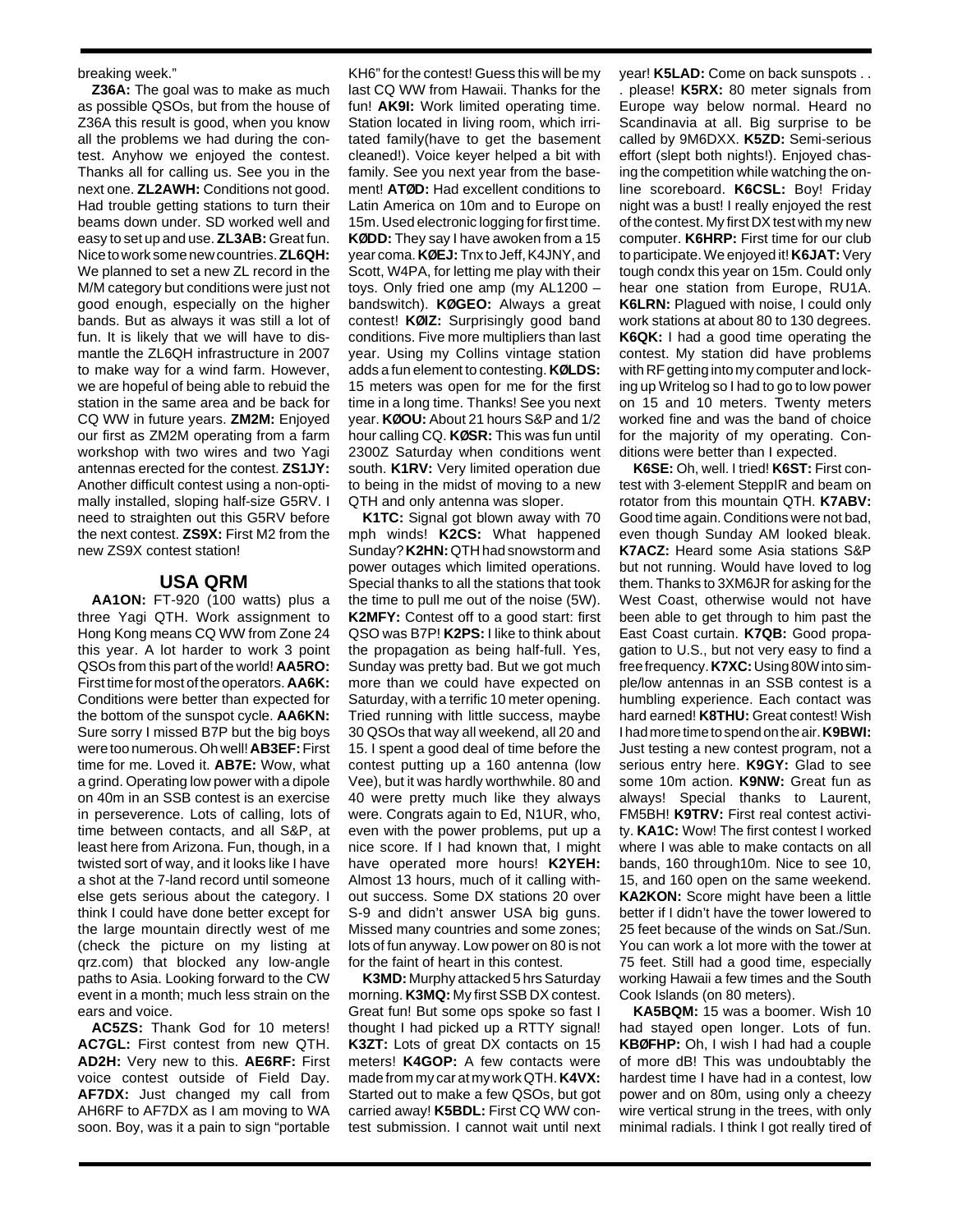breaking week."

**Z36A:** The goal was to make as much as possible QSOs, but from the house of Z36A this result is good, when you know all the problems we had during the contest. Anyhow we enjoyed the contest. Thanks all for calling us. See you in the next one. **ZL2AWH:** Conditions not good. Had trouble getting stations to turn their beams down under. SD worked well and easy to set up and use. **ZL3AB:** Great fun. Nice to work some new countries. **ZL6QH:** We planned to set a new ZL record in the M/M category but conditions were just not good enough, especially on the higher bands. But as always it was still a lot of fun. It is likely that we will have to dismantle the ZL6QH infrastructure in 2007 to make way for a wind farm. However, we are hopeful of being able to rebuild the station in the same area and be back for CQ WW in future years. **ZM2M:** Enjoyed our first as ZM2M operating from a farm workshop with two wires and two Yagi antennas erected for the contest. **ZS1JY:** Another difficult contest using a non-optimally installed, sloping half-size G5RV. I need to straighten out this G5RV before the next contest. **ZS9X:** First M2 from the new ZS9X contest station!

## USA QRM

**AA1ON:** FT-920 (100 watts) plus a three Yagi QTH. Work assignment to Hong Kong means CQ WW from Zone 24 this year. A lot harder to work 3 point QSOs from this part of the world! **AA5RO:** First time for most of the operators. **AA6K:** Conditions were better than expected for the bottom of the sunspot cycle. **AA6KN:** Sure sorry I missed B7P but the big boys were too numerous. Oh well! **AB3EF:** First time for me. Loved it. **AB7E:** Wow, what a grind. Operating low power with a dipole on 40m in an SSB contest is an exercise in perseverence. Lots of calling, lots of time between contacts, and all S&P, at least here from Arizona. Fun, though, in a twisted sort of way, and it looks like I have a shot at the 7-land record until someone else gets serious about the category. I think I could have done better except for the large mountain directly west of me (check the picture on my listing at qrz.com) that blocked any low-angle paths to Asia. Looking forward to the CW event in a month; much less strain on the ears and voice.

**AC5ZS:** Thank God for 10 meters! **AC7GL:** First contest from new QTH. **AD2H:** Very new to this. **AE6RF:** First voice contest outside of Field Day. **AF7DX:** Just changed my call from AH6RF to AF7DX as I am moving to WA soon. Boy, was it a pain to sign "portable KH6" for the contest! Guess this will be my last CQ WW from Hawaii. Thanks for the fun! **AK9I:** Work limited operating time. Station located in living room, which irritated family(have to get the basement cleaned!). Voice keyer helped a bit with family. See you next year from the basement! **ATØD:** Had excellent conditions to Latin America on 10m and to Europe on 15m. Used electronic logging for first time. **KØDD:** They say I have awoken from a 15 year coma. **KØEJ:** Tnx to Jeff, K4JNY, and Scott, W4PA, for letting me play with their toys. Only fried one amp (my AL1200 – bandswitch). **KØGEO:** Always a great contest! **KØIZ:** Surprisingly good band conditions. Five more multipliers than last year. Using my Collins vintage station adds a fun element to contesting. **KØLDS:** 15 meters was open for me for the first time in a long time. Thanks! See you next year. **KØOU:** About 21 hours S&P and 1/2 hour calling CQ. **KØSR:** This was fun until 2300Z Saturday when conditions went south. **K1RV:** Very limited operation due to being in the midst of moving to a new QTH and only antenna was sloper.

**K1TC:** Signal got blown away with 70 mph winds! **K2CS:** What happened Sunday? **K2HN:** QTH had snowstorm and power outages which limited operations. Special thanks to all the stations that took the time to pull me out of the noise (5W). **K2MFY:** Contest off to a good start: first QSO was B7P! **K2PS:** I like to think about the propagation as being half-full. Yes, Sunday was pretty bad. But we got much more than we could have expected on Saturday, with a terrific 10 meter opening. Tried running with little success, maybe 30 QSOs that way all weekend, all 20 and 15. I spent a good deal of time before the contest putting up a 160 antenna (low Vee), but it was hardly worthwhile. 80 and 40 were pretty much like they always were. Congrats again to Ed, N1UR, who, even with the power problems, put up a nice score. If I had known that, I might have operated more hours! **K2YEH:** Almost 13 hours, much of it calling without success. Some DX stations 20 over S-9 and didn't answer USA big guns. Missed many countries and some zones; lots of fun anyway. Low power on 80 is not for the faint of heart in this contest.

**K3MD:** Murphy attacked 5 hrs Saturday morning. **K3MQ:** My first SSB DX contest. Great fun! But some ops spoke so fast I thought I had picked up a RTTY signal! **K3ZT:** Lots of great DX contacts on 15 meters! **K4GOP:** A few contacts were made from my car at my work QTH. **K4VX:** Started out to make a few QSOs, but got carried away! **K5BDL:** First CQ WW contest submission. I cannot wait until next year! **K5LAD:** Come on back sunspots . . . please! **K5RX:** 80 meter signals from Europe way below normal. Heard no Scandinavia at all. Big surprise to be called by 9M6DXX. **K5ZD:** Semi-serious effort (slept both nights!). Enjoyed chasing the competition while watching the online scoreboard. **K6CSL:** Boy! Friday night was a bust! I really enjoyed the rest of the contest. My first DX test with my new computer. **K6HRP:** First time for our club to participate. We enjoyed it! **K6JAT:** Very tough condx this year on 15m. Could only hear one station from Europe, RU1A. **K6LRN:** Plagued with noise, I could only work stations at about 80 to 130 degrees. **K6QK:** I had a good time operating the contest. My station did have problems with RF getting into my computer and locking up Writelog so I had to go to low power on 15 and 10 meters. Twenty meters worked fine and was the band of choice for the majority of my operating. Conditions were better than I expected.

**K6SE:** Oh, well. I tried! **K6ST:** First contest with 3-element SteppIR and beam on rotator from this mountain QTH. **K7ABV:** Good time again. Conditions were not bad, even though Sunday AM looked bleak. **K7ACZ:** Heard some Asia stations S&P but not running. Would have loved to log them. Thanks to 3XM6JR for asking for the West Coast, otherwise would not have been able to get through to him past the East Coast curtain. **K7QB:** Good propagation to U.S., but not very easy to find a free frequency. **K7XC:** Using 80W into simple/low antennas in an SSB contest is a humbling experience. Each contact was hard earned! **K8THU:** Great contest! Wish I had more time to spend on the air. **K9BWI:** Just testing a new contest program, not a serious entry here. **K9GY:** Glad to see some 10m action. **K9NW:** Great fun as always! Special thanks to Laurent, FM5BH! **K9TRV:** First real contest activity. **KA1C:** Wow! The first contest I worked where I was able to make contacts on all bands, 160 through10m. Nice to see 10, 15, and 160 open on the same weekend. **KA2KON:** Score might have been a little better if I didn't have the tower lowered to 25 feet because of the winds on Sat./Sun. You can work a lot more with the tower at 75 feet. Still had a good time, especially working Hawaii a few times and the South Cook Islands (on 80 meters).

**KA5BQM:** 15 was a boomer. Wish 10 had stayed open longer. Lots of fun. **KBØFHP:** Oh, I wish I had had a couple of more dB! This was undoubtably the hardest time I have had in a contest, low power and on 80m, using only a cheezy wire vertical strung in the trees, with only minimal radials. I think I got really tired of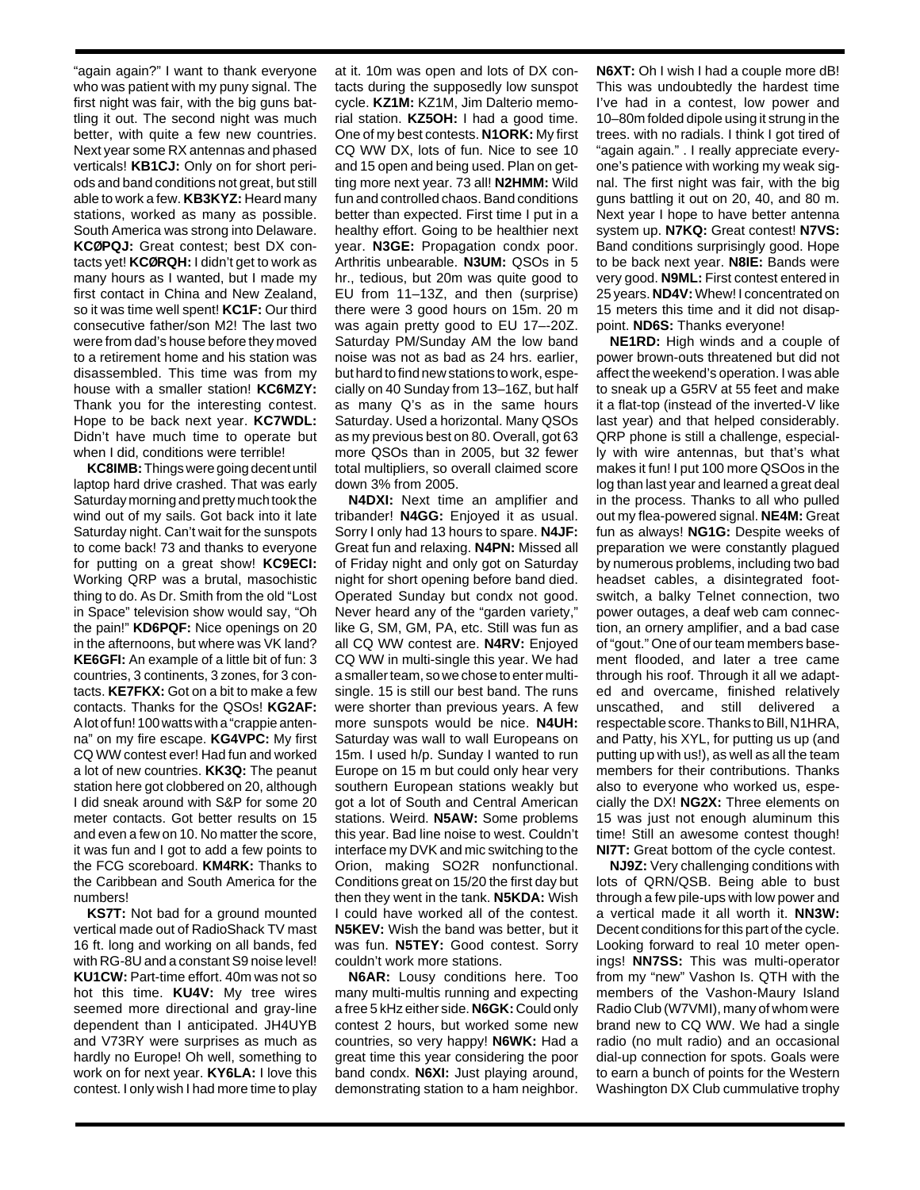"again again?" I want to thank everyone who was patient with my puny signal. The first night was fair, with the big guns battling it out. The second night was much better, with quite a few new countries. Next year some RX antennas and phased verticals! **KB1CJ:** Only on for short periods and band conditions not great, but still able to work a few. **KB3KYZ:** Heard many stations, worked as many as possible. South America was strong into Delaware. **KCØPQJ:** Great contest; best DX contacts yet! **KCØRQH:** I didn't get to work as many hours as I wanted, but I made my first contact in China and New Zealand, so it was time well spent! **KC1F:** Our third consecutive father/son M2! The last two were from dad's house before they moved to a retirement home and his station was disassembled. This time was from my house with a smaller station! **KC6MZY:** Thank you for the interesting contest. Hope to be back next year. **KC7WDL:** Didn't have much time to operate but when I did, conditions were terrible!

**KC8IMB:** Things were going decent until laptop hard drive crashed. That was early Saturday morning and pretty much took the wind out of my sails. Got back into it late Saturday night. Can't wait for the sunspots to come back! 73 and thanks to everyone for putting on a great show! **KC9ECI:** Working QRP was a brutal, masochistic thing to do. As Dr. Smith from the old "Lost in Space" television show would say, "Oh the pain!" **KD6PQF:** Nice openings on 20 in the afternoons, but where was VK land? **KE6GFI:** An example of a little bit of fun: 3 countries, 3 continents, 3 zones, for 3 contacts. **KE7FKX:** Got on a bit to make a few contacts. Thanks for the QSOs! **KG2AF:** A lot of fun! 100 watts with a "crappie antenna" on my fire escape. **KG4VPC:** My first CQ WW contest ever! Had fun and worked a lot of new countries. **KK3Q:** The peanut station here got clobbered on 20, although I did sneak around with S&P for some 20 meter contacts. Got better results on 15 and even a few on 10. No matter the score, it was fun and I got to add a few points to the FCG scoreboard. **KM4RK:** Thanks to the Caribbean and South America for the numbers!

**KS7T:** Not bad for a ground mounted vertical made out of RadioShack TV mast 16 ft. long and working on all bands, fed with RG-8U and a constant S9 noise level! **KU1CW:** Part-time effort. 40m was not so hot this time. **KU4V:** My tree wires seemed more directional and gray-line dependent than I anticipated. JH4UYB and V73RY were surprises as much as hardly no Europe! Oh well, something to work on for next year. **KY6LA:** I love this contest. I only wish I had more time to play at it. 10m was open and lots of DX contacts during the supposedly low sunspot cycle. **KZ1M:** KZ1M, Jim Dalterio memorial station. **KZ5OH:** I had a good time. One of my best contests. **N1ORK:** My first CQ WW DX, lots of fun. Nice to see 10 and 15 open and being used. Plan on getting more next year. 73 all! **N2HMM:** Wild fun and controlled chaos. Band conditions better than expected. First time I put in a healthy effort. Going to be healthier next year. **N3GE:** Propagation condx poor. Arthritis unbearable. **N3UM:** QSOs in 5 hr., tedious, but 20m was quite good to EU from 11–13Z, and then (surprise) there were 3 good hours on 15m. 20 m was again pretty good to EU 17–-20Z. Saturday PM/Sunday AM the low band noise was not as bad as 24 hrs. earlier, but hard to find new stations to work, especially on 40 Sunday from 13–16Z, but half as many Q's as in the same hours Saturday. Used a horizontal. Many QSOs as my previous best on 80. Overall, got 63 more QSOs than in 2005, but 32 fewer total multipliers, so overall claimed score down 3% from 2005.

**N4DXI:** Next time an amplifier and tribander! **N4GG:** Enjoyed it as usual. Sorry I only had 13 hours to spare. **N4JF:** Great fun and relaxing. **N4PN:** Missed all of Friday night and only got on Saturday night for short opening before band died. Operated Sunday but condx not good. Never heard any of the "garden variety," like G, SM, GM, PA, etc. Still was fun as all CQ WW contest are. **N4RV:** Enjoyed CQ WW in multi-single this year. We had a smaller team, so we chose to enter multi-single. 15 is still our best band. The runs were shorter than previous years. A few more sunspots would be nice. **N4UH:** Saturday was wall to wall Europeans on 15m. I used h/p. Sunday I wanted to run Europe on 15 m but could only hear very southern European stations weakly but got a lot of South and Central American stations. Weird. **N5AW:** Some problems this year. Bad line noise to west. Couldn't interface my DVK and mic switching to the Orion, making SO2R nonfunctional. Conditions great on 15/20 the first day but then they went in the tank. **N5KDA:** Wish I could have worked all of the contest. **N5KEV:** Wish the band was better, but it was fun. **N5TEY:** Good contest. Sorry couldn't work more stations.

**N6AR:** Lousy conditions here. Too many multi-multis running and expecting a free 5 kHz either side. **N6GK:** Could only contest 2 hours, but worked some new countries, so very happy! **N6WK:** Had a great time this year considering the poor band condx. **N6XI:** Just playing around, demonstrating station to a ham neighbor. **N6XT:** Oh I wish I had a couple more dB! This was undoubtedly the hardest time I've had in a contest, low power and 10–80m folded dipole using it strung in the trees. with no radials. I think I got tired of "again again." . I really appreciate everyone's patience with working my weak signal. The first night was fair, with the big guns battling it out on 20, 40, and 80 m. Next year I hope to have better antenna system up. **N7KQ:** Great contest! **N7VS:** Band conditions surprisingly good. Hope to be back next year. **N8IE:** Bands were very good. **N9ML:** First contest entered in 25 years. **ND4V:** Whew! I concentrated on 15 meters this time and it did not disappoint. **ND6S:** Thanks everyone!

**NE1RD:** High winds and a couple of power brown-outs threatened but did not affect the weekend's operation. I was able to sneak up a G5RV at 55 feet and make it a flat-top (instead of the inverted-V like last year) and that helped considerably. QRP phone is still a challenge, especially with wire antennas, but that's what makes it fun! I put 100 more QSOos in the log than last year and learned a great deal in the process. Thanks to all who pulled out my flea-powered signal. **NE4M:** Great fun as always! **NG1G:** Despite weeks of preparation we were constantly plagued by numerous problems, including two bad headset cables, a disintegrated footswitch, a balky Telnet connection, two power outages, a deaf web cam connection, an ornery amplifier, and a bad case of "gout." One of our team members basement flooded, and later a tree came through his roof. Through it all we adapted and overcame, finished relatively unscathed, and still delivered a respectable score. Thanks to Bill, N1HRA, and Patty, his XYL, for putting us up (and putting up with us!), as well as all the team members for their contributions. Thanks also to everyone who worked us, especially the DX! **NG2X:** Three elements on 15 was just not enough aluminum this time! Still an awesome contest though! **NI7T:** Great bottom of the cycle contest.

**NJ9Z:** Very challenging conditions with lots of QRN/QSB. Being able to bust through a few pile-ups with low power and a vertical made it all worth it. **NN3W:** Decent conditions for this part of the cycle. Looking forward to real 10 meter openings! **NN7SS:** This was multi-operator from my "new" Vashon Is. QTH with the members of the Vashon-Maury Island Radio Club (W7VMI), many of whom were brand new to CQ WW. We had a single radio (no mult radio) and an occasional dial-up connection for spots. Goals were to earn a bunch of points for the Western Washington DX Club cummulative trophy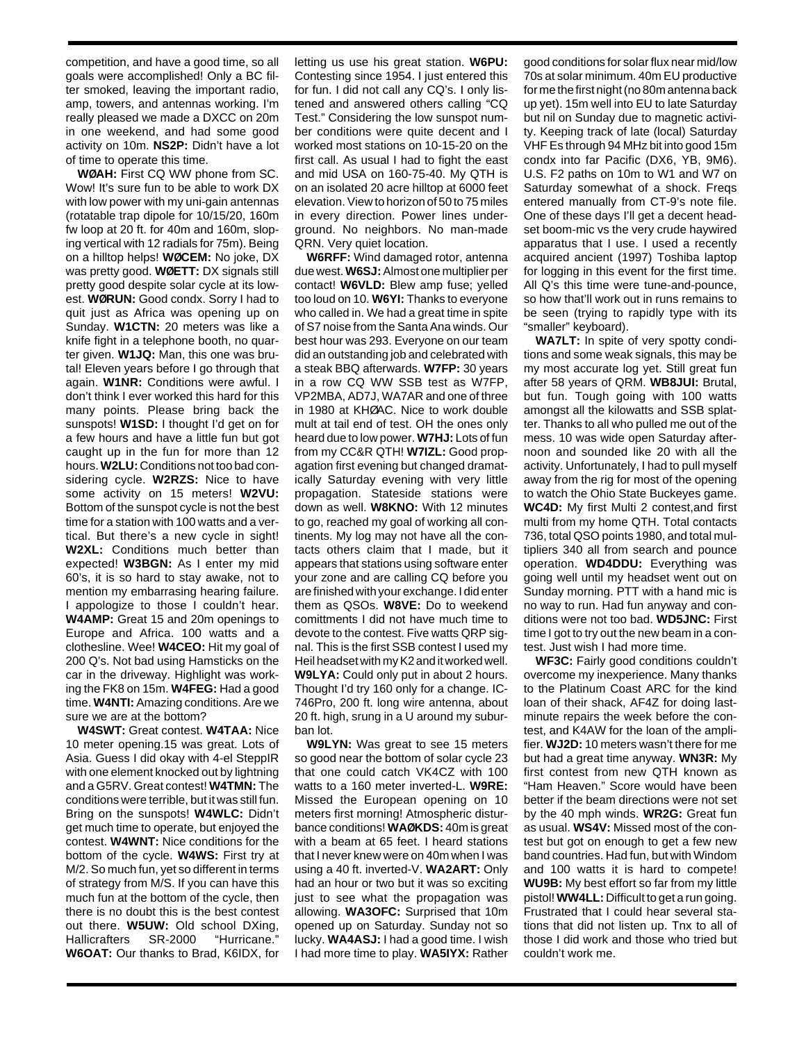competition, and have a good time, so all goals were accomplished! Only a BC filter smoked, leaving the important radio, amp, towers, and antennas working. I'm really pleased we made a DXCC on 20m in one weekend, and had some good activity on 10m. **NS2P:** Didn't have a lot of time to operate this time.

**WØAH:** First CQ WW phone from SC. Wow! It's sure fun to be able to work DX with low power with my uni-gain antennas (rotatable trap dipole for 10/15/20, 160m fw loop at 20 ft. for 40m and 160m, sloping vertical with 12 radials for 75m). Being on a hilltop helps! **WØCEM:** No joke, DX was pretty good. **WØETT:** DX signals still pretty good despite solar cycle at its lowest. **WØRUN:** Good condx. Sorry I had to quit just as Africa was opening up on Sunday. **W1CTN:** 20 meters was like a knife fight in a telephone booth, no quarter given. **W1JQ:** Man, this one was brutal! Eleven years before I go through that again. **W1NR:** Conditions were awful. I don't think I ever worked this hard for this many points. Please bring back the sunspots! **W1SD:** I thought I'd get on for a few hours and have a little fun but got caught up in the fun for more than 12 hours. **W2LU:** Conditions not too bad considering cycle. **W2RZS:** Nice to have some activity on 15 meters! **W2VU:** Bottom of the sunspot cycle is not the best time for a station with 100 watts and a vertical. But there's a new cycle in sight! **W2XL:** Conditions much better than expected! **W3BGN:** As I enter my mid 60's, it is so hard to stay awake, not to mention my embarrasing hearing failure. I appologize to those I couldn't hear. **W4AMP:** Great 15 and 20m openings to Europe and Africa. 100 watts and a clothesline. Wee! **W4CEO:** Hit my goal of 200 Q's. Not bad using Hamsticks on the car in the driveway. Highlight was working the FK8 on 15m. **W4FEG:** Had a good time. **W4NTI:** Amazing conditions. Are we sure we are at the bottom?

**W4SWT:** Great contest. **W4TAA:** Nice 10 meter opening.15 was great. Lots of Asia. Guess I did okay with 4-el SteppIR with one element knocked out by lightning and a G5RV. Great contest! **W4TMN:** The conditions were terrible, but it was still fun. Bring on the sunspots! **W4WLC:** Didn't get much time to operate, but enjoyed the contest. **W4WNT:** Nice conditions for the bottom of the cycle. **W4WS:** First try at M/2. So much fun, yet so different in terms of strategy from M/S. If you can have this much fun at the bottom of the cycle, then there is no doubt this is the best contest out there. **W5UW:** Old school DXing, Hallicrafters SR-2000 "Hurricane." **W6OAT:** Our thanks to Brad, K6IDX, for letting us use his great station. **W6PU:** Contesting since 1954. I just entered this for fun. I did not call any CQ's. I only listened and answered others calling "CQ Test." Considering the low sunspot number conditions were quite decent and I worked most stations on 10-15-20 on the first call. As usual I had to fight the east and mid USA on 160-75-40. My QTH is on an isolated 20 acre hilltop at 6000 feet elevation. View to horizon of 50 to 75 miles in every direction. Power lines underground. No neighbors. No man-made QRN. Very quiet location.

**W6RFF:** Wind damaged rotor, antenna due west. **W6SJ:** Almost one multiplier per contact! **W6VLD:** Blew amp fuse; yelled too loud on 10. **W6YI:** Thanks to everyone who called in. We had a great time in spite of S7 noise from the Santa Ana winds. Our best hour was 293. Everyone on our team did an outstanding job and celebrated with a steak BBQ afterwards. **W7FP:** 30 years in a row CQ WW SSB test as W7FP, VP2MBA, AD7J, WA7AR and one of three in 1980 at KHØAC. Nice to work double mult at tail end of test. OH the ones only heard due to low power. **W7HJ:** Lots of fun from my CC&R QTH! **W7IZL:** Good propagation first evening but changed dramatically Saturday evening with very little propagation. Stateside stations were down as well. **W8KNO:** With 12 minutes to go, reached my goal of working all continents. My log may not have all the contacts others claim that I made, but it appears that stations using software enter your zone and are calling CQ before you are finished with your exchange. I did enter them as QSOs. **W8VE:** Do to weekend comittments I did not have much time to devote to the contest. Five watts QRP signal. This is the first SSB contest I used my Heil headset with my K2 and it worked well. **W9LYA:** Could only put in about 2 hours. Thought I'd try 160 only for a change. IC-746Pro, 200 ft. long wire antenna, about 20 ft. high, srung in a U around my suburban lot.

**W9LYN:** Was great to see 15 meters so good near the bottom of solar cycle 23 that one could catch VK4CZ with 100 watts to a 160 meter inverted-L. **W9RE:** Missed the European opening on 10 meters first morning! Atmospheric disturbance conditions! **WAØKDS:** 40m is great with a beam at 65 feet. I heard stations that I never knew were on 40m when I was using a 40 ft. inverted-V. **WA2ART:** Only had an hour or two but it was so exciting just to see what the propagation was allowing. **WA3OFC:** Surprised that 10m opened up on Saturday. Sunday not so lucky. **WA4ASJ:** I had a good time. I wish I had more time to play. **WA5IYX:** Rather good conditions for solar flux near mid/low 70s at solar minimum. 40m EU productive for me the first night (no 80m antenna back up yet). 15m well into EU to late Saturday but nil on Sunday due to magnetic activity. Keeping track of late (local) Saturday VHF Es through 94 MHz bit into good 15m condx into far Pacific (DX6, YB, 9M6). U.S. F2 paths on 10m to W1 and W7 on Saturday somewhat of a shock. Freqs entered manually from CT-9's note file. One of these days I'll get a decent headset boom-mic vs the very crude haywired apparatus that I use. I used a recently acquired ancient (1997) Toshiba laptop for logging in this event for the first time. All Q's this time were tune-and-pounce, so how that'll work out in runs remains to be seen (trying to rapidly type with its "smaller" keyboard).

**WA7LT:** In spite of very spotty conditions and some weak signals, this may be my most accurate log yet. Still great fun after 58 years of QRM. **WB8JUI:** Brutal, but fun. Tough going with 100 watts amongst all the kilowatts and SSB splatter. Thanks to all who pulled me out of the mess. 10 was wide open Saturday afternoon and sounded like 20 with all the activity. Unfortunately, I had to pull myself away from the rig for most of the opening to watch the Ohio State Buckeyes game. **WC4D:** My first Multi 2 contest,and first multi from my home QTH. Total contacts 736, total QSO points 1980, and total multipliers 340 all from search and pounce operation. **WD4DDU:** Everything was going well until my headset went out on Sunday morning. PTT with a hand mic is no way to run. Had fun anyway and conditions were not too bad. **WD5JNC:** First time I got to try out the new beam in a contest. Just wish I had more time.

**WF3C:** Fairly good conditions couldn't overcome my inexperience. Many thanks to the Platinum Coast ARC for the kind loan of their shack, AF4Z for doing last-minute repairs the week before the contest, and K4AW for the loan of the amplifier. **WJ2D:** 10 meters wasn't there for me but had a great time anyway. **WN3R:** My first contest from new QTH known as "Ham Heaven." Score would have been better if the beam directions were not set by the 40 mph winds. **WR2G:** Great fun as usual. **WS4V:** Missed most of the contest but got on enough to get a few new band countries. Had fun, but with Windom and 100 watts it is hard to compete! **WU9B:** My best effort so far from my little pistol! **WW4LL:** Difficult to get a run going. Frustrated that I could hear several stations that did not listen up. Tnx to all of those I did work and those who tried but couldn't work me.